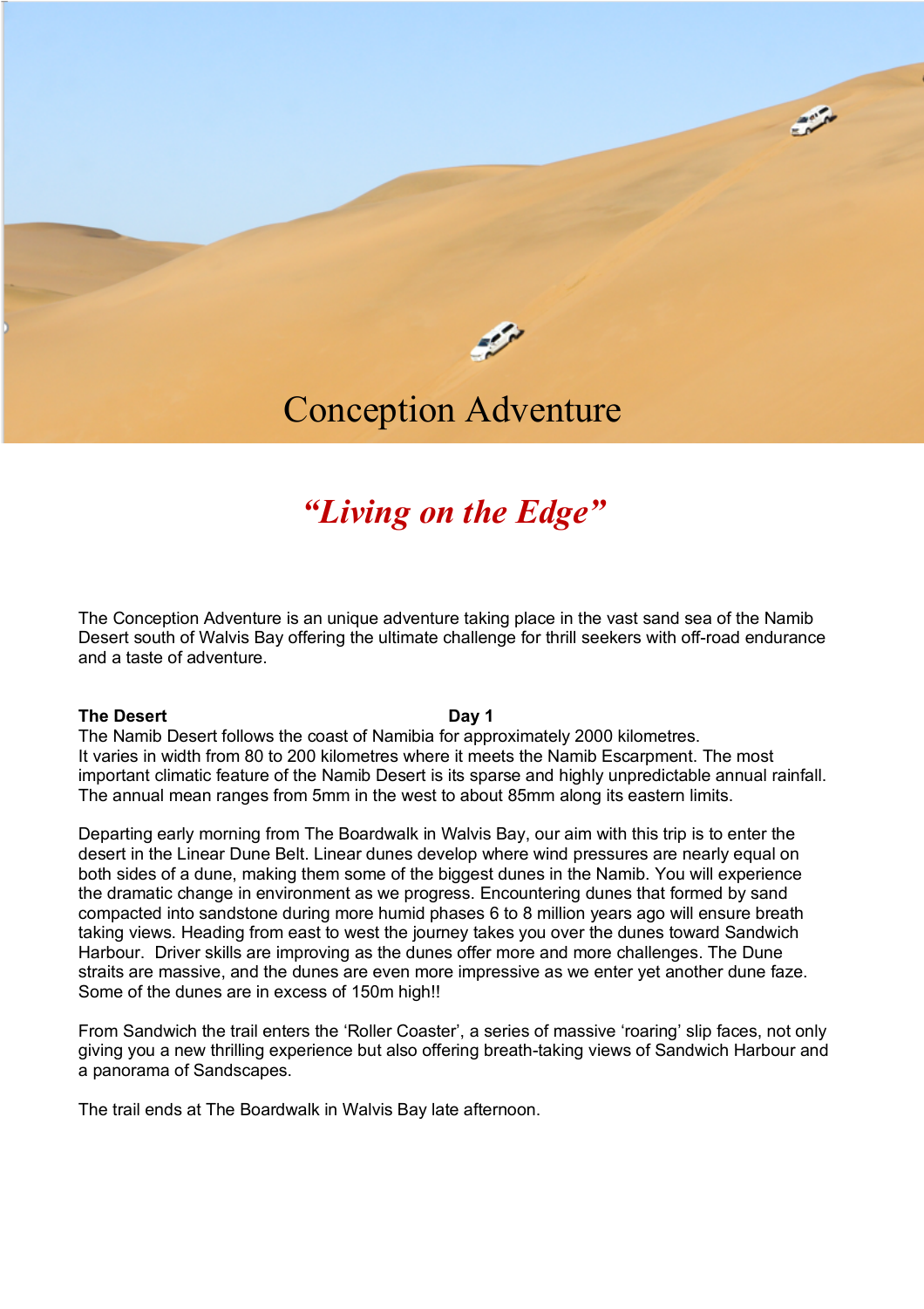# Conception Adventure

## *"Living on the Edge"*

The Conception Adventure is an unique adventure taking place in the vast sand sea of the Namib Desert south of Walvis Bay offering the ultimate challenge for thrill seekers with off-road endurance and a taste of adventure.

**The Desert** **Day 1**

The Namib Desert follows the coast of Namibia for approximately 2000 kilometres. It varies in width from 80 to 200 kilometres where it meets the Namib Escarpment. The most important climatic feature of the Namib Desert is its sparse and highly unpredictable annual rainfall. The annual mean ranges from 5mm in the west to about 85mm along its eastern limits.

Departing early morning from The Boardwalk in Walvis Bay, our aim with this trip is to enter the desert in the Linear Dune Belt. Linear dunes develop where wind pressures are nearly equal on both sides of a dune, making them some of the biggest dunes in the Namib. You will experience the dramatic change in environment as we progress. Encountering dunes that formed by sand compacted into sandstone during more humid phases 6 to 8 million years ago will ensure breath taking views. Heading from east to west the journey takes you over the dunes toward Sandwich Harbour. Driver skills are improving as the dunes offer more and more challenges. The Dune straits are massive, and the dunes are even more impressive as we enter yet another dune faze. Some of the dunes are in excess of 150m high!!

From Sandwich the trail enters the 'Roller Coaster', a series of massive 'roaring' slip faces, not only giving you a new thrilling experience but also offering breath-taking views of Sandwich Harbour and a panorama of Sandscapes.

The trail ends at The Boardwalk in Walvis Bay late afternoon.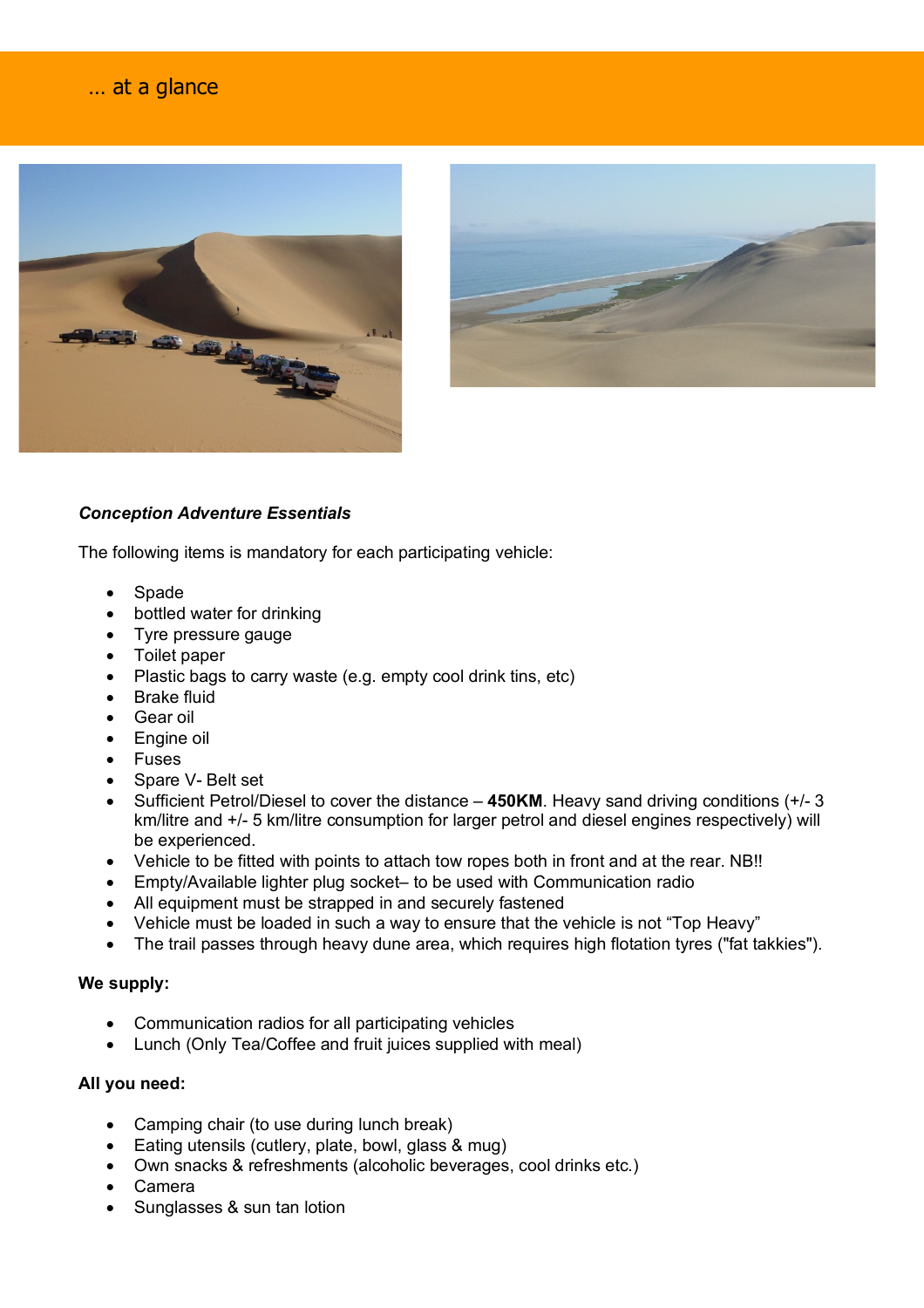# … at a glance

***Conception Adventure Essentials***

The following items is mandatory for each participating vehicle:

- Spade
- bottled water for drinking
- Tyre pressure gauge
- Toilet paper
- Plastic bags to carry waste (e.g. empty cool drink tins, etc)
- Brake fluid
- Gear oil
- Engine oil
- Fuses
- Spare V- Belt set
- Sufficient Petrol/Diesel to cover the distance – **450KM**. Heavy sand driving conditions (+/- 3 km/litre and +/- 5 km/litre consumption for larger petrol and diesel engines respectively) will be experienced.
- Vehicle to be fitted with points to attach tow ropes both in front and at the rear. NB!!
- Empty/Available lighter plug socket– to be used with Communication radio
- All equipment must be strapped in and securely fastened
- Vehicle must be loaded in such a way to ensure that the vehicle is not "Top Heavy"
- The trail passes through heavy dune area, which requires high flotation tyres ("fat takkies").

**We supply:**

- Communication radios for all participating vehicles
- Lunch (Only Tea/Coffee and fruit juices supplied with meal)

**All you need:**

- Camping chair (to use during lunch break)
- Eating utensils (cutlery, plate, bowl, glass & mug)
- Own snacks & refreshments (alcoholic beverages, cool drinks etc.)
- Camera
- Sunglasses & sun tan lotion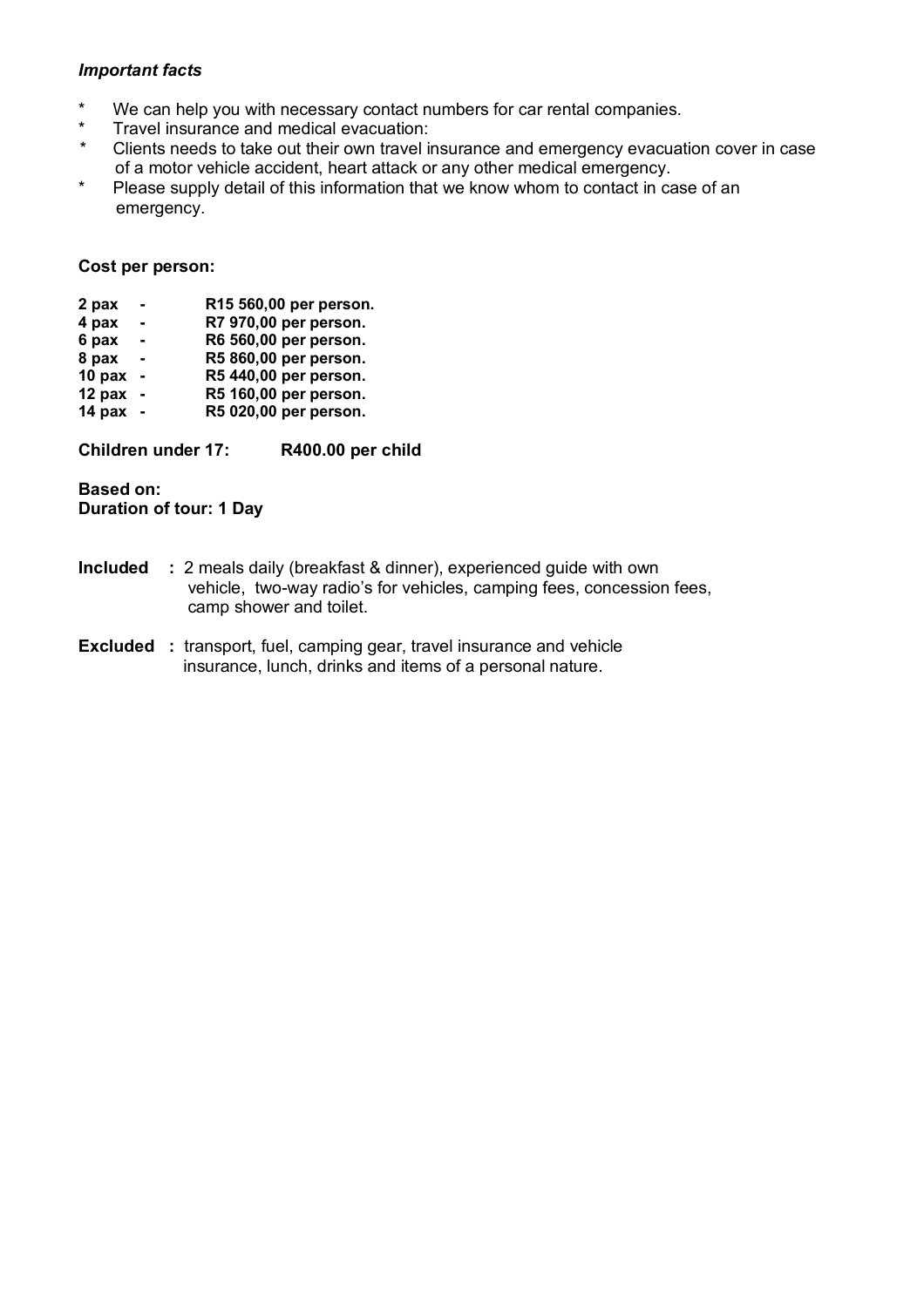***Important facts***

- We can help you with necessary contact numbers for car rental companies.
- Travel insurance and medical evacuation:
- Clients needs to take out their own travel insurance and emergency evacuation cover in case of a motor vehicle accident, heart attack or any other medical emergency.
- Please supply detail of this information that we know whom to contact in case of an emergency.

**Cost per person:**

| | | |
|---|---|---|
| **2 pax** | **-** | **R15 560,00 per person.** |
| **4 pax** | **-** | **R7 970,00 per person.** |
| **6 pax** | **-** | **R6 560,00 per person.** |
| **8 pax** | **-** | **R5 860,00 per person.** |
| **10 pax** | **-** | **R5 440,00 per person.** |
| **12 pax** | **-** | **R5 160,00 per person.** |
| **14 pax** | **-** | **R5 020,00 per person.** |

**Children under 17:** **R400.00 per child**

**Based on:**
**Duration of tour: 1 Day**

**Included :** 2 meals daily (breakfast & dinner), experienced guide with own vehicle, two-way radio's for vehicles, camping fees, concession fees, camp shower and toilet.

**Excluded :** transport, fuel, camping gear, travel insurance and vehicle insurance, lunch, drinks and items of a personal nature.